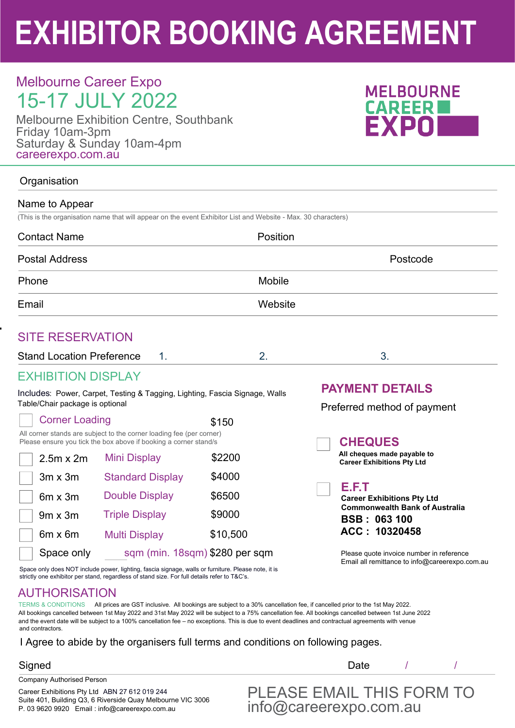# EXHIBITOR BOOKING AGREEMENT

## Melbourne Career Expo

## 15-17 JULY 2022

Melbourne Exhibition Centre, Southbank
Friday 10am-3pm
Saturday & Sunday 10am-4pm
careerexpo.com.au

MELBOURNE CAREER EXPO

Organisation

Name to Appear
(This is the organisation name that will appear on the event Exhibitor List and Website - Max. 30 characters)

Contact Name | Position

Postal Address | Postcode

Phone | Mobile

Email | Website

## SITE RESERVATION

Stand Location Preference 1. 2. 3.

## EXHIBITION DISPLAY

Includes: Power, Carpet, Testing & Tagging, Lighting, Fascia Signage, Walls
Table/Chair package is optional

☐ Corner Loading $150

All corner stands are subject to the corner loading fee (per corner)
Please ensure you tick the box above if booking a corner stand/s

| | Size | Display | Price |
|---|---|---|---|
| ☐ | 2.5m x 2m | Mini Display | $2200 |
| ☐ | 3m x 3m | Standard Display | $4000 |
| ☐ | 6m x 3m | Double Display | $6500 |
| ☐ | 9m x 3m | Triple Display | $9000 |
| ☐ | 6m x 6m | Multi Display | $10,500 |
| ☐ | Space only | ____ sqm (min. 18sqm) | $280 per sqm |

Space only does NOT include power, lighting, fascia signage, walls or furniture. Please note, it is strictly one exhibitor per stand, regardless of stand size. For full details refer to T&C's.

## PAYMENT DETAILS

Preferred method of payment

☐ **CHEQUES**
**All cheques made payable to Career Exhibitions Pty Ltd**

☐ **E.F.T**
**Career Exhibitions Pty Ltd**
**Commonwealth Bank of Australia**
**BSB : 063 100**
**ACC : 10320458**

Please quote invoice number in reference
Email all remittance to info@careerexpo.com.au

## AUTHORISATION

TERMS & CONDITIONS All prices are GST inclusive. All bookings are subject to a 30% cancellation fee, if cancelled prior to the 1st May 2022. All bookings cancelled between 1st May 2022 and 31st May 2022 will be subject to a 75% cancellation fee. All bookings cancelled between 1st June 2022 and the event date will be subject to a 100% cancellation fee – no exceptions. This is due to event deadlines and contractual agreements with venue and contractors.

I Agree to abide by the organisers full terms and conditions on following pages.

Signed | Date / /

Company Authorised Person

Career Exhibitions Pty Ltd ABN 27 612 019 244
Suite 401, Building Q3, 6 Riverside Quay Melbourne VIC 3006
P. 03 9620 9920 Email : info@careerexpo.com.au

PLEASE EMAIL THIS FORM TO
info@careerexpo.com.au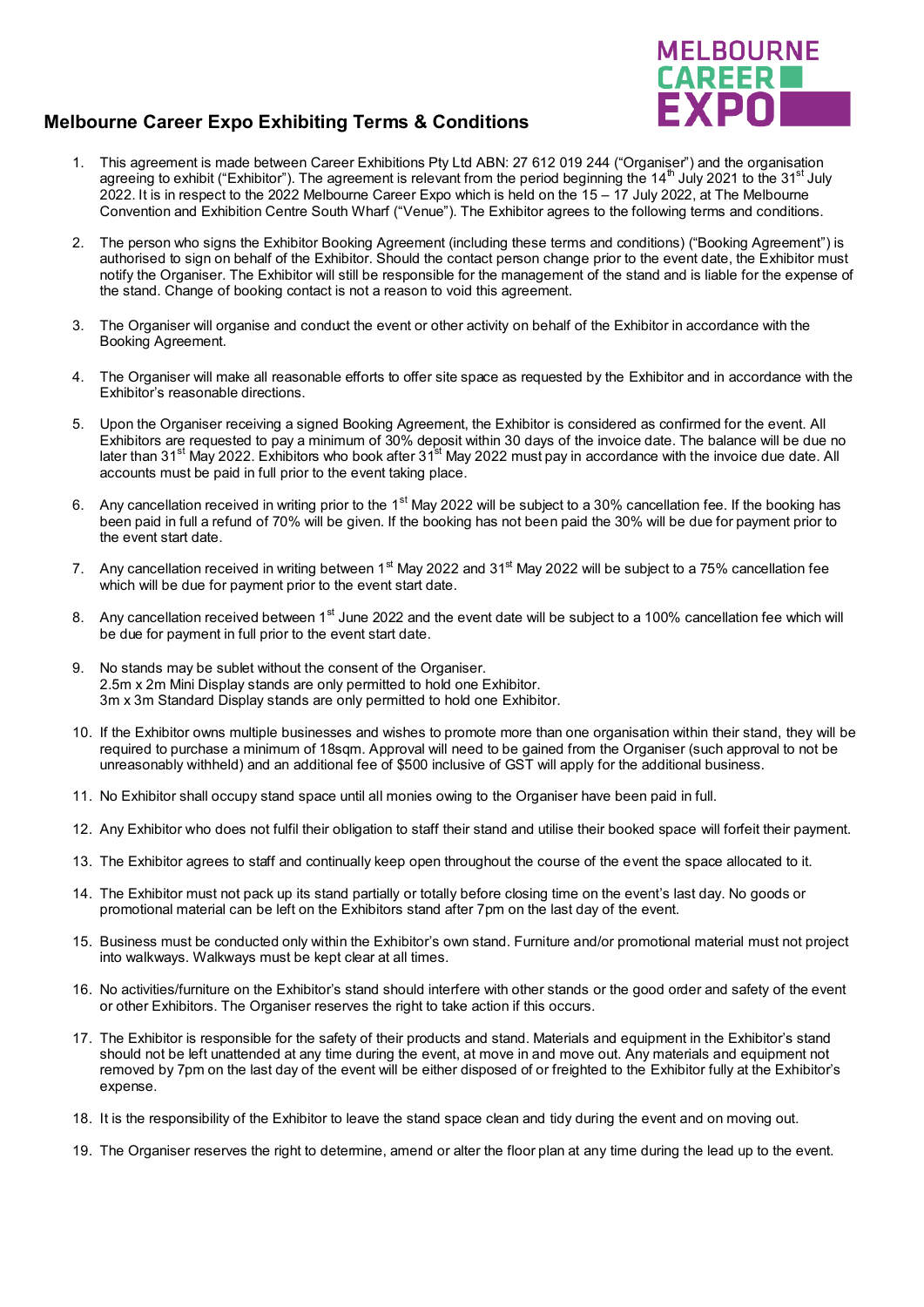## Melbourne Career Expo Exhibiting Terms & Conditions

1. This agreement is made between Career Exhibitions Pty Ltd ABN: 27 612 019 244 ("Organiser") and the organisation agreeing to exhibit ("Exhibitor"). The agreement is relevant from the period beginning the 14th July 2021 to the 31st July 2022. It is in respect to the 2022 Melbourne Career Expo which is held on the 15 – 17 July 2022, at The Melbourne Convention and Exhibition Centre South Wharf ("Venue"). The Exhibitor agrees to the following terms and conditions.

2. The person who signs the Exhibitor Booking Agreement (including these terms and conditions) ("Booking Agreement") is authorised to sign on behalf of the Exhibitor. Should the contact person change prior to the event date, the Exhibitor must notify the Organiser. The Exhibitor will still be responsible for the management of the stand and is liable for the expense of the stand. Change of booking contact is not a reason to void this agreement.

3. The Organiser will organise and conduct the event or other activity on behalf of the Exhibitor in accordance with the Booking Agreement.

4. The Organiser will make all reasonable efforts to offer site space as requested by the Exhibitor and in accordance with the Exhibitor's reasonable directions.

5. Upon the Organiser receiving a signed Booking Agreement, the Exhibitor is considered as confirmed for the event. All Exhibitors are requested to pay a minimum of 30% deposit within 30 days of the invoice date. The balance will be due no later than 31st May 2022. Exhibitors who book after 31st May 2022 must pay in accordance with the invoice due date. All accounts must be paid in full prior to the event taking place.

6. Any cancellation received in writing prior to the 1st May 2022 will be subject to a 30% cancellation fee. If the booking has been paid in full a refund of 70% will be given. If the booking has not been paid the 30% will be due for payment prior to the event start date.

7. Any cancellation received in writing between 1st May 2022 and 31st May 2022 will be subject to a 75% cancellation fee which will be due for payment prior to the event start date.

8. Any cancellation received between 1st June 2022 and the event date will be subject to a 100% cancellation fee which will be due for payment in full prior to the event start date.

9. No stands may be sublet without the consent of the Organiser.
   2.5m x 2m Mini Display stands are only permitted to hold one Exhibitor.
   3m x 3m Standard Display stands are only permitted to hold one Exhibitor.

10. If the Exhibitor owns multiple businesses and wishes to promote more than one organisation within their stand, they will be required to purchase a minimum of 18sqm. Approval will need to be gained from the Organiser (such approval to not be unreasonably withheld) and an additional fee of $500 inclusive of GST will apply for the additional business.

11. No Exhibitor shall occupy stand space until all monies owing to the Organiser have been paid in full.

12. Any Exhibitor who does not fulfil their obligation to staff their stand and utilise their booked space will forfeit their payment.

13. The Exhibitor agrees to staff and continually keep open throughout the course of the event the space allocated to it.

14. The Exhibitor must not pack up its stand partially or totally before closing time on the event's last day. No goods or promotional material can be left on the Exhibitors stand after 7pm on the last day of the event.

15. Business must be conducted only within the Exhibitor's own stand. Furniture and/or promotional material must not project into walkways. Walkways must be kept clear at all times.

16. No activities/furniture on the Exhibitor's stand should interfere with other stands or the good order and safety of the event or other Exhibitors. The Organiser reserves the right to take action if this occurs.

17. The Exhibitor is responsible for the safety of their products and stand. Materials and equipment in the Exhibitor's stand should not be left unattended at any time during the event, at move in and move out. Any materials and equipment not removed by 7pm on the last day of the event will be either disposed of or freighted to the Exhibitor fully at the Exhibitor's expense.

18. It is the responsibility of the Exhibitor to leave the stand space clean and tidy during the event and on moving out.

19. The Organiser reserves the right to determine, amend or alter the floor plan at any time during the lead up to the event.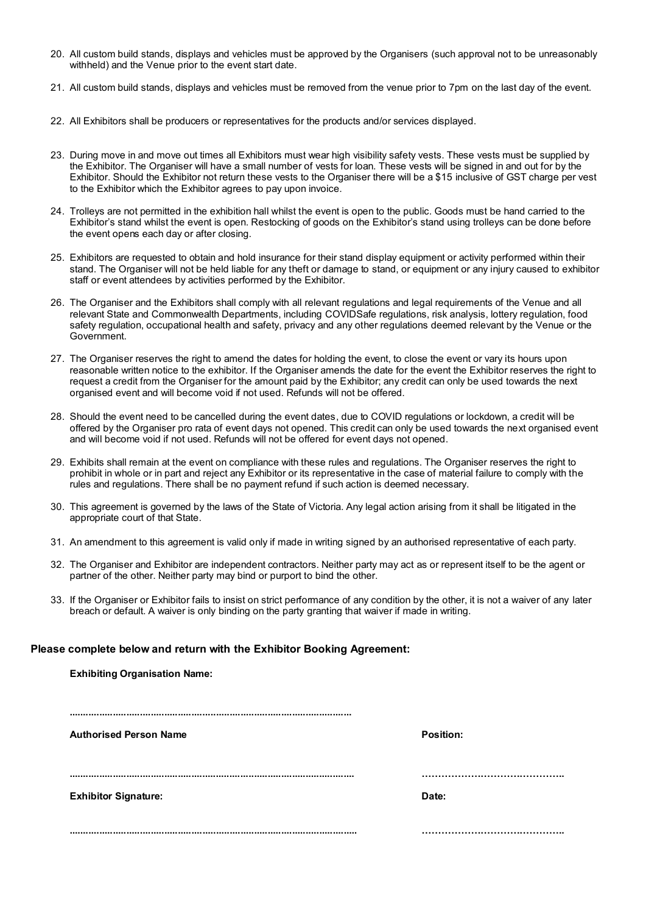20. All custom build stands, displays and vehicles must be approved by the Organisers (such approval not to be unreasonably withheld) and the Venue prior to the event start date.

21. All custom build stands, displays and vehicles must be removed from the venue prior to 7pm on the last day of the event.

22. All Exhibitors shall be producers or representatives for the products and/or services displayed.

23. During move in and move out times all Exhibitors must wear high visibility safety vests. These vests must be supplied by the Exhibitor. The Organiser will have a small number of vests for loan. These vests will be signed in and out for by the Exhibitor. Should the Exhibitor not return these vests to the Organiser there will be a $15 inclusive of GST charge per vest to the Exhibitor which the Exhibitor agrees to pay upon invoice.

24. Trolleys are not permitted in the exhibition hall whilst the event is open to the public. Goods must be hand carried to the Exhibitor's stand whilst the event is open. Restocking of goods on the Exhibitor's stand using trolleys can be done before the event opens each day or after closing.

25. Exhibitors are requested to obtain and hold insurance for their stand display equipment or activity performed within their stand. The Organiser will not be held liable for any theft or damage to stand, or equipment or any injury caused to exhibitor staff or event attendees by activities performed by the Exhibitor.

26. The Organiser and the Exhibitors shall comply with all relevant regulations and legal requirements of the Venue and all relevant State and Commonwealth Departments, including COVIDSafe regulations, risk analysis, lottery regulation, food safety regulation, occupational health and safety, privacy and any other regulations deemed relevant by the Venue or the Government.

27. The Organiser reserves the right to amend the dates for holding the event, to close the event or vary its hours upon reasonable written notice to the exhibitor. If the Organiser amends the date for the event the Exhibitor reserves the right to request a credit from the Organiser for the amount paid by the Exhibitor; any credit can only be used towards the next organised event and will become void if not used. Refunds will not be offered.

28. Should the event need to be cancelled during the event dates, due to COVID regulations or lockdown, a credit will be offered by the Organiser pro rata of event days not opened. This credit can only be used towards the next organised event and will become void if not used. Refunds will not be offered for event days not opened.

29. Exhibits shall remain at the event on compliance with these rules and regulations. The Organiser reserves the right to prohibit in whole or in part and reject any Exhibitor or its representative in the case of material failure to comply with the rules and regulations. There shall be no payment refund if such action is deemed necessary.

30. This agreement is governed by the laws of the State of Victoria. Any legal action arising from it shall be litigated in the appropriate court of that State.

31. An amendment to this agreement is valid only if made in writing signed by an authorised representative of each party.

32. The Organiser and Exhibitor are independent contractors. Neither party may act as or represent itself to be the agent or partner of the other. Neither party may bind or purport to bind the other.

33. If the Organiser or Exhibitor fails to insist on strict performance of any condition by the other, it is not a waiver of any later breach or default. A waiver is only binding on the party granting that waiver if made in writing.

**Please complete below and return with the Exhibitor Booking Agreement:**

**Exhibiting Organisation Name:**

..........................................................................................................

**Authorised Person Name** ..........................................................................................................

**Position:** ……………………………………..

**Exhibitor Signature:** ..........................................................................................................

**Date:** ……………………………………..